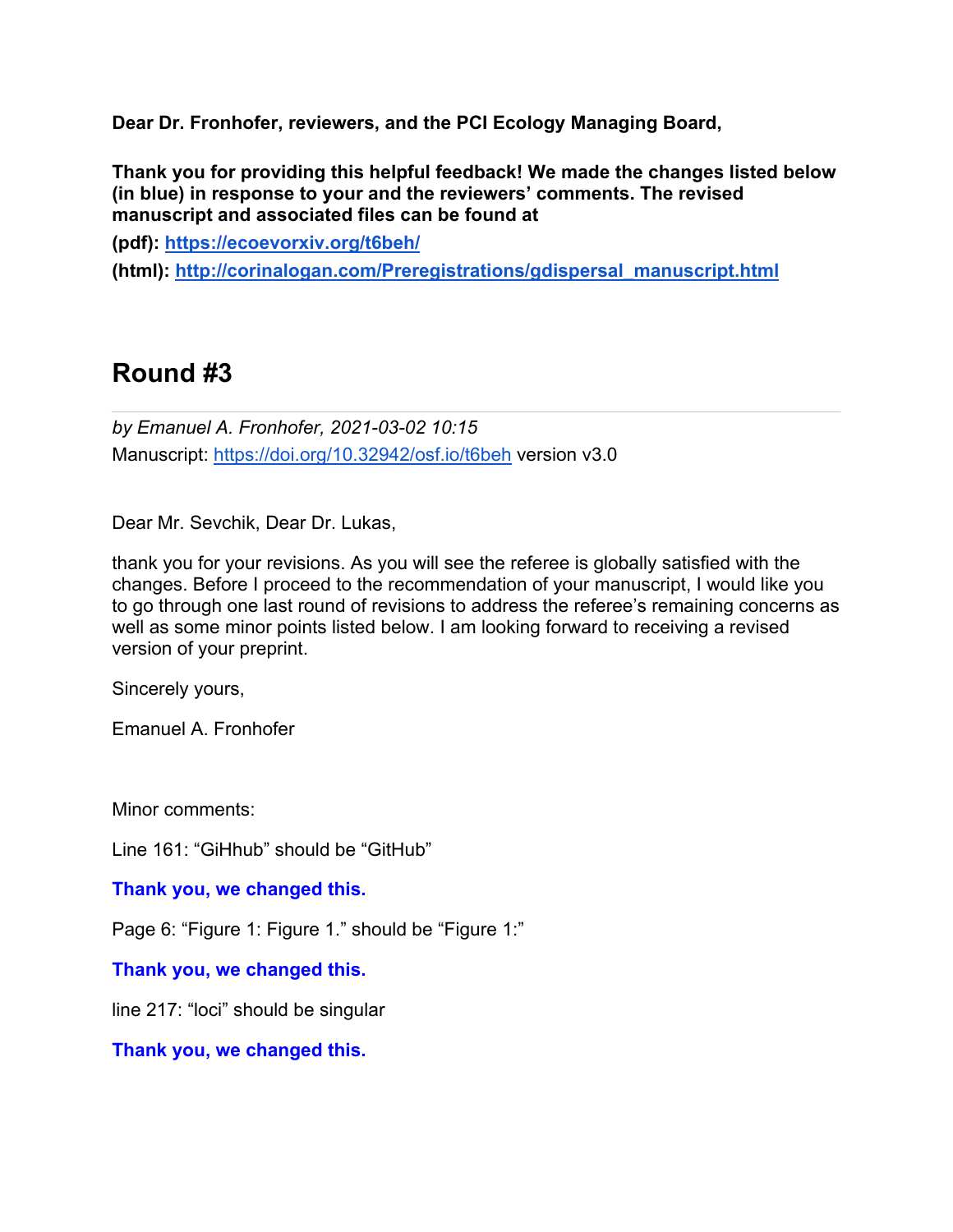**Dear Dr. Fronhofer, reviewers, and the PCI Ecology Managing Board,**

**Thank you for providing this helpful feedback! We made the changes listed below (in blue) in response to your and the reviewers' comments. The revised manuscript and associated files can be found at**

**(pdf): [https://ecoevorxiv.org/t6beh/](https://ecoevorxiv.org/t6beh/)**

**(html): [http://corinalogan.com/Preregistrations/gdispersal_manuscript.html](http://corinalogan.com/Preregistrations/gdispersal_manuscript.html)**

# Round #3

*by Emanuel A. Fronhofer, 2021-03-02 10:15*

Manuscript: [https://doi.org/10.32942/osf.io/t6beh](https://doi.org/10.32942/osf.io/t6beh) version v3.0

Dear Mr. Sevchik, Dear Dr. Lukas,

thank you for your revisions. As you will see the referee is globally satisfied with the changes. Before I proceed to the recommendation of your manuscript, I would like you to go through one last round of revisions to address the referee's remaining concerns as well as some minor points listed below. I am looking forward to receiving a revised version of your preprint.

Sincerely yours,

Emanuel A. Fronhofer

Minor comments:

Line 161: "GiHhub" should be "GitHub"

**Thank you, we changed this.**

Page 6: "Figure 1: Figure 1." should be "Figure 1:"

**Thank you, we changed this.**

line 217: "loci" should be singular

**Thank you, we changed this.**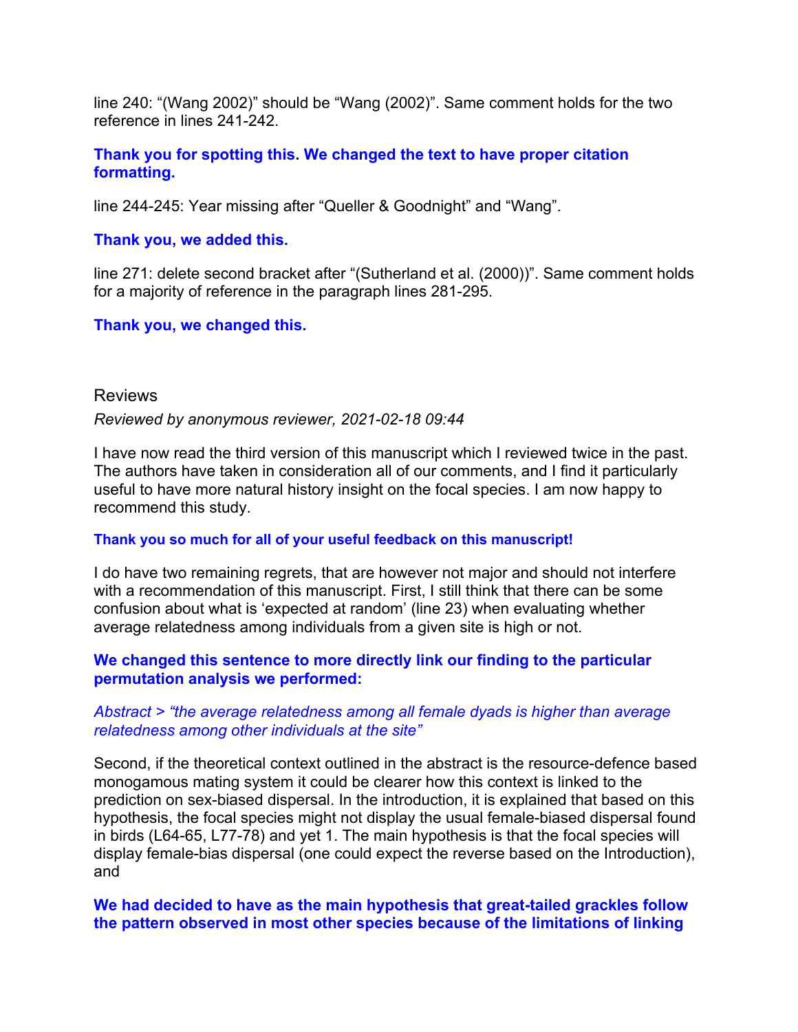line 240: “(Wang 2002)” should be “Wang (2002)”. Same comment holds for the two reference in lines 241-242.

**Thank you for spotting this. We changed the text to have proper citation formatting.**

line 244-245: Year missing after “Queller & Goodnight” and “Wang”.

**Thank you, we added this.**

line 271: delete second bracket after “(Sutherland et al. (2000))”. Same comment holds for a majority of reference in the paragraph lines 281-295.

**Thank you, we changed this.**

## Reviews

*Reviewed by anonymous reviewer, 2021-02-18 09:44*

I have now read the third version of this manuscript which I reviewed twice in the past. The authors have taken in consideration all of our comments, and I find it particularly useful to have more natural history insight on the focal species. I am now happy to recommend this study.

**Thank you so much for all of your useful feedback on this manuscript!**

I do have two remaining regrets, that are however not major and should not interfere with a recommendation of this manuscript. First, I still think that there can be some confusion about what is ‘expected at random’ (line 23) when evaluating whether average relatedness among individuals from a given site is high or not.

**We changed this sentence to more directly link our finding to the particular permutation analysis we performed:**

*Abstract > “the average relatedness among all female dyads is higher than average relatedness among other individuals at the site”*

Second, if the theoretical context outlined in the abstract is the resource-defence based monogamous mating system it could be clearer how this context is linked to the prediction on sex-biased dispersal. In the introduction, it is explained that based on this hypothesis, the focal species might not display the usual female-biased dispersal found in birds (L64-65, L77-78) and yet 1. The main hypothesis is that the focal species will display female-bias dispersal (one could expect the reverse based on the Introduction), and

**We had decided to have as the main hypothesis that great-tailed grackles follow the pattern observed in most other species because of the limitations of linking**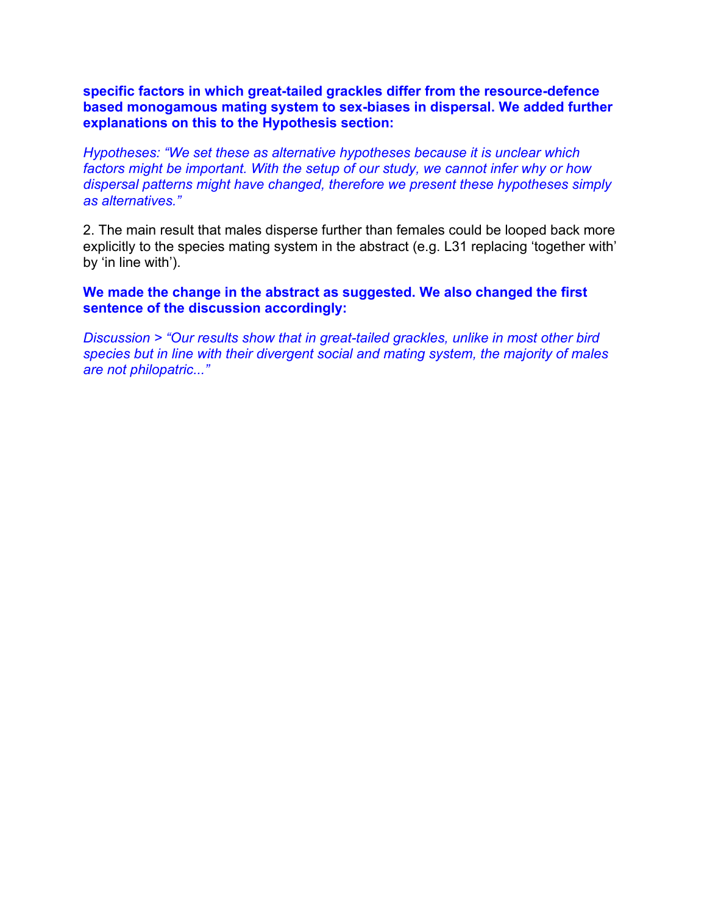**specific factors in which great-tailed grackles differ from the resource-defence based monogamous mating system to sex-biases in dispersal. We added further explanations on this to the Hypothesis section:**

*Hypotheses: "We set these as alternative hypotheses because it is unclear which factors might be important. With the setup of our study, we cannot infer why or how dispersal patterns might have changed, therefore we present these hypotheses simply as alternatives."*

2. The main result that males disperse further than females could be looped back more explicitly to the species mating system in the abstract (e.g. L31 replacing 'together with' by 'in line with').

**We made the change in the abstract as suggested. We also changed the first sentence of the discussion accordingly:**

*Discussion > "Our results show that in great-tailed grackles, unlike in most other bird species but in line with their divergent social and mating system, the majority of males are not philopatric..."*